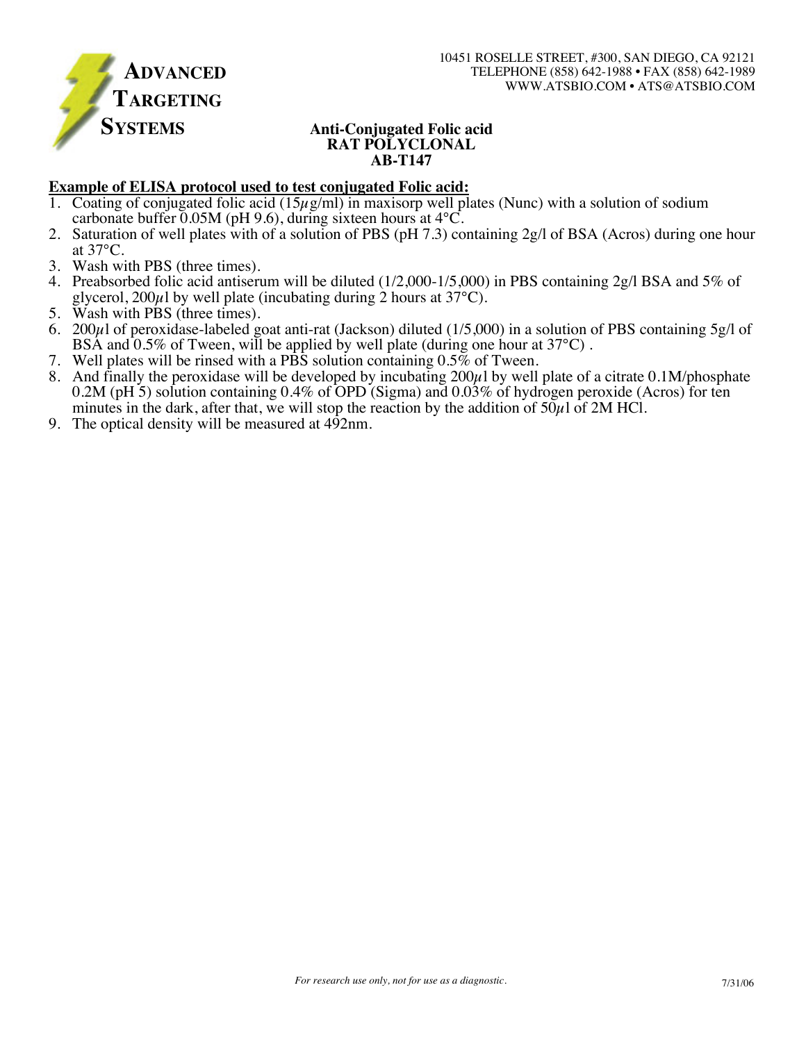**ADVANCED TARGETING SYSTEMS**

10451 ROSELLE STREET, #300, SAN DIEGO, CA 92121
TELEPHONE (858) 642-1988 • FAX (858) 642-1989
WWW.ATSBIO.COM • ATS@ATSBIO.COM

**Anti-Conjugated Folic acid**
**RAT POLYCLONAL**
**AB-T147**

**Example of ELISA protocol used to test conjugated Folic acid:**

1. Coating of conjugated folic acid (15$\mu$g/ml) in maxisorp well plates (Nunc) with a solution of sodium carbonate buffer 0.05M (pH 9.6), during sixteen hours at 4°C.
2. Saturation of well plates with of a solution of PBS (pH 7.3) containing 2g/l of BSA (Acros) during one hour at 37°C.
3. Wash with PBS (three times).
4. Preabsorbed folic acid antiserum will be diluted (1/2,000-1/5,000) in PBS containing 2g/l BSA and 5% of glycerol, 200$\mu$l by well plate (incubating during 2 hours at 37°C).
5. Wash with PBS (three times).
6. 200$\mu$l of peroxidase-labeled goat anti-rat (Jackson) diluted (1/5,000) in a solution of PBS containing 5g/l of BSA and 0.5% of Tween, will be applied by well plate (during one hour at 37°C) .
7. Well plates will be rinsed with a PBS solution containing 0.5% of Tween.
8. And finally the peroxidase will be developed by incubating 200$\mu$l by well plate of a citrate 0.1M/phosphate 0.2M (pH 5) solution containing 0.4% of OPD (Sigma) and 0.03% of hydrogen peroxide (Acros) for ten minutes in the dark, after that, we will stop the reaction by the addition of 50$\mu$l of 2M HCl.
9. The optical density will be measured at 492nm.

*For research use only, not for use as a diagnostic.*

7/31/06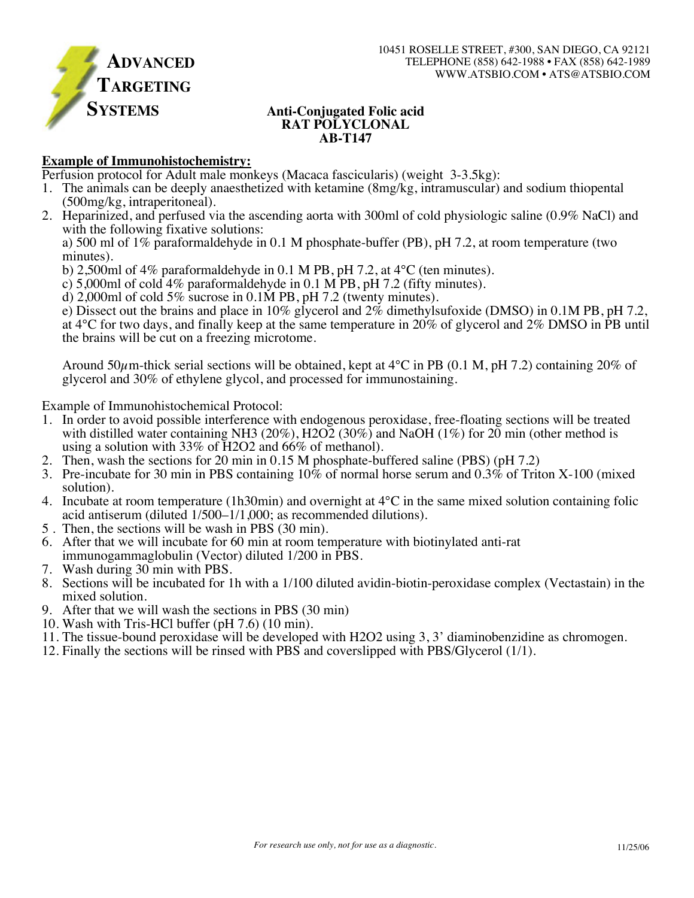**ADVANCED TARGETING SYSTEMS**

10451 ROSELLE STREET, #300, SAN DIEGO, CA 92121
TELEPHONE (858) 642-1988 • FAX (858) 642-1989
WWW.ATSBIO.COM • ATS@ATSBIO.COM

**Anti-Conjugated Folic acid**
**RAT POLYCLONAL**
**AB-T147**

**Example of Immunohistochemistry:**

Perfusion protocol for Adult male monkeys (Macaca fascicularis) (weight 3-3.5kg):

1. The animals can be deeply anaesthetized with ketamine (8mg/kg, intramuscular) and sodium thiopental (500mg/kg, intraperitoneal).
2. Heparinized, and perfused via the ascending aorta with 300ml of cold physiologic saline (0.9% NaCl) and with the following fixative solutions:

   a) 500 ml of 1% paraformaldehyde in 0.1 M phosphate-buffer (PB), pH 7.2, at room temperature (two minutes).

   b) 2,500ml of 4% paraformaldehyde in 0.1 M PB, pH 7.2, at 4°C (ten minutes).

   c) 5,000ml of cold 4% paraformaldehyde in 0.1 M PB, pH 7.2 (fifty minutes).

   d) 2,000ml of cold 5% sucrose in 0.1M PB, pH 7.2 (twenty minutes).

   e) Dissect out the brains and place in 10% glycerol and 2% dimethylsufoxide (DMSO) in 0.1M PB, pH 7.2, at 4°C for two days, and finally keep at the same temperature in 20% of glycerol and 2% DMSO in PB until the brains will be cut on a freezing microtome.

   Around 50$\mu$m-thick serial sections will be obtained, kept at 4°C in PB (0.1 M, pH 7.2) containing 20% of glycerol and 30% of ethylene glycol, and processed for immunostaining.

Example of Immunohistochemical Protocol:

1. In order to avoid possible interference with endogenous peroxidase, free-floating sections will be treated with distilled water containing $NH_3$ (20%), $H_2O_2$ (30%) and NaOH (1%) for 20 min (other method is using a solution with 33% of $H_2O_2$ and 66% of methanol).
2. Then, wash the sections for 20 min in 0.15 M phosphate-buffered saline (PBS) (pH 7.2)
3. Pre-incubate for 30 min in PBS containing 10% of normal horse serum and 0.3% of Triton X-100 (mixed solution).
4. Incubate at room temperature (1h30min) and overnight at 4°C in the same mixed solution containing folic acid antiserum (diluted 1/500–1/1,000; as recommended dilutions).
5. Then, the sections will be wash in PBS (30 min).
6. After that we will incubate for 60 min at room temperature with biotinylated anti-rat immunogammaglobulin (Vector) diluted 1/200 in PBS.
7. Wash during 30 min with PBS.
8. Sections will be incubated for 1h with a 1/100 diluted avidin-biotin-peroxidase complex (Vectastain) in the mixed solution.
9. After that we will wash the sections in PBS (30 min)
10. Wash with Tris-HCl buffer (pH 7.6) (10 min).
11. The tissue-bound peroxidase will be developed with $H_2O_2$ using 3, 3' diaminobenzidine as chromogen.
12. Finally the sections will be rinsed with PBS and coverslipped with PBS/Glycerol (1/1).

*For research use only, not for use as a diagnostic.*

11/25/06